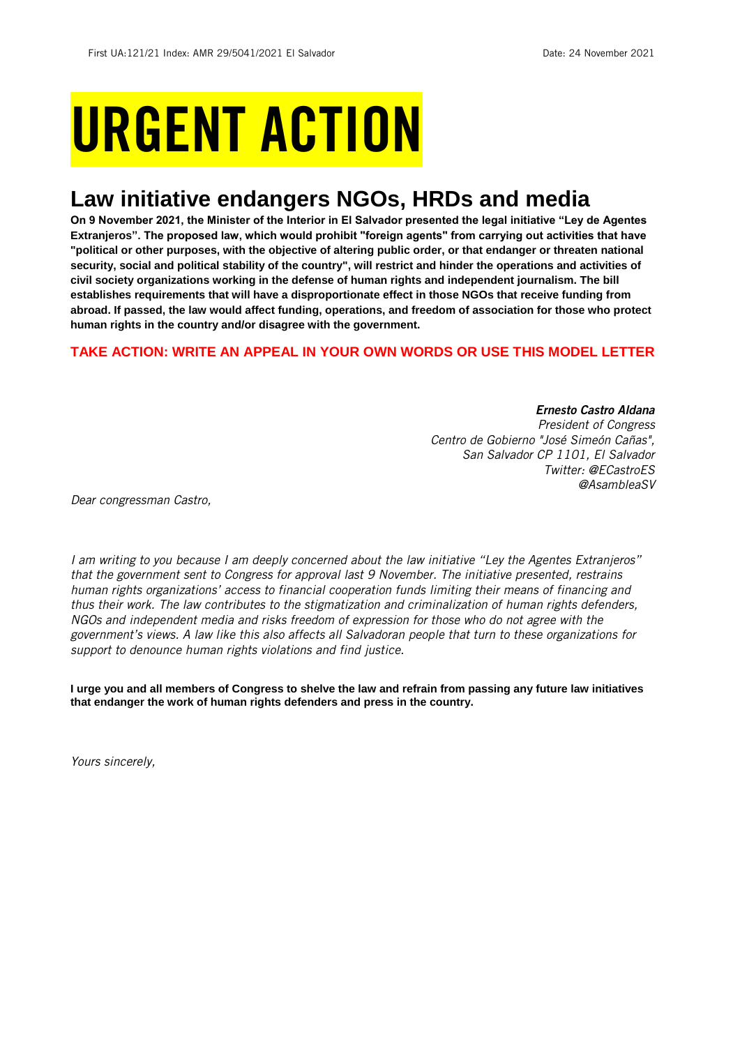# URGENT ACTION

## Law initiative endangers NGOs, HRDs and media

**On 9 November 2021, the Minister of the Interior in El Salvador presented the legal initiative "Ley de Agentes Extranjeros". The proposed law, which would prohibit "foreign agents" from carrying out activities that have "political or other purposes, with the objective of altering public order, or that endanger or threaten national security, social and political stability of the country", will restrict and hinder the operations and activities of civil society organizations working in the defense of human rights and independent journalism. The bill establishes requirements that will have a disproportionate effect in those NGOs that receive funding from abroad. If passed, the law would affect funding, operations, and freedom of association for those who protect human rights in the country and/or disagree with the government.**

**TAKE ACTION: WRITE AN APPEAL IN YOUR OWN WORDS OR USE THIS MODEL LETTER**

***Ernesto Castro Aldana***
*President of Congress*
*Centro de Gobierno "José Simeón Cañas",*
*San Salvador CP 1101, El Salvador*
*Twitter: @ECastroES*
*@AsambleaSV*

*Dear congressman Castro,*

*I am writing to you because I am deeply concerned about the law initiative "Ley the Agentes Extranjeros" that the government sent to Congress for approval last 9 November. The initiative presented, restrains human rights organizations' access to financial cooperation funds limiting their means of financing and thus their work. The law contributes to the stigmatization and criminalization of human rights defenders, NGOs and independent media and risks freedom of expression for those who do not agree with the government's views. A law like this also affects all Salvadoran people that turn to these organizations for support to denounce human rights violations and find justice.*

**I urge you and all members of Congress to shelve the law and refrain from passing any future law initiatives that endanger the work of human rights defenders and press in the country.**

*Yours sincerely,*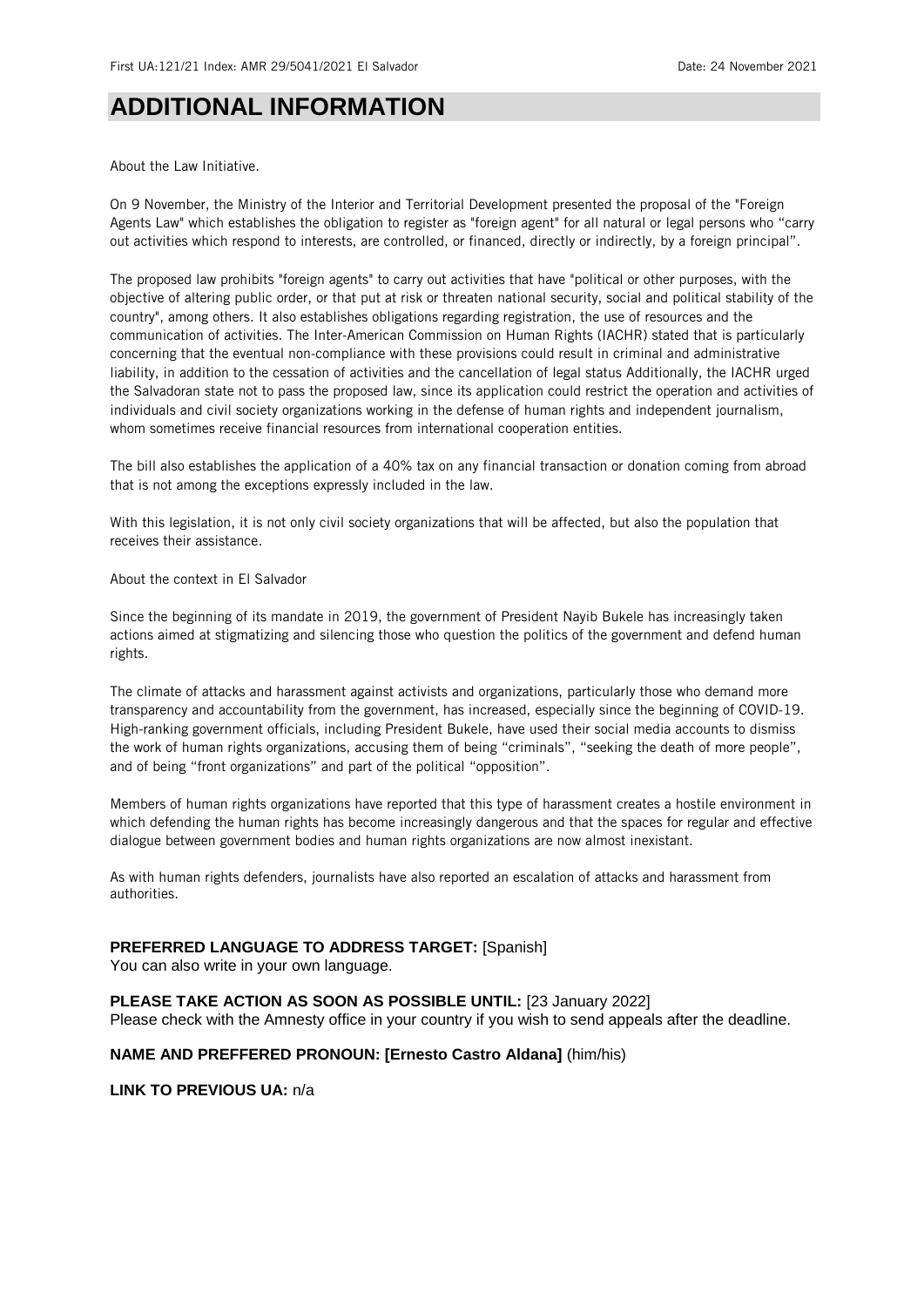# ADDITIONAL INFORMATION

About the Law Initiative.

On 9 November, the Ministry of the Interior and Territorial Development presented the proposal of the "Foreign Agents Law" which establishes the obligation to register as "foreign agent" for all natural or legal persons who "carry out activities which respond to interests, are controlled, or financed, directly or indirectly, by a foreign principal".

The proposed law prohibits "foreign agents" to carry out activities that have "political or other purposes, with the objective of altering public order, or that put at risk or threaten national security, social and political stability of the country", among others. It also establishes obligations regarding registration, the use of resources and the communication of activities. The Inter-American Commission on Human Rights (IACHR) stated that is particularly concerning that the eventual non-compliance with these provisions could result in criminal and administrative liability, in addition to the cessation of activities and the cancellation of legal status Additionally, the IACHR urged the Salvadoran state not to pass the proposed law, since its application could restrict the operation and activities of individuals and civil society organizations working in the defense of human rights and independent journalism, whom sometimes receive financial resources from international cooperation entities.

The bill also establishes the application of a 40% tax on any financial transaction or donation coming from abroad that is not among the exceptions expressly included in the law.

With this legislation, it is not only civil society organizations that will be affected, but also the population that receives their assistance.

About the context in El Salvador

Since the beginning of its mandate in 2019, the government of President Nayib Bukele has increasingly taken actions aimed at stigmatizing and silencing those who question the politics of the government and defend human rights.

The climate of attacks and harassment against activists and organizations, particularly those who demand more transparency and accountability from the government, has increased, especially since the beginning of COVID-19. High-ranking government officials, including President Bukele, have used their social media accounts to dismiss the work of human rights organizations, accusing them of being "criminals", "seeking the death of more people", and of being "front organizations" and part of the political "opposition".

Members of human rights organizations have reported that this type of harassment creates a hostile environment in which defending the human rights has become increasingly dangerous and that the spaces for regular and effective dialogue between government bodies and human rights organizations are now almost inexistant.

As with human rights defenders, journalists have also reported an escalation of attacks and harassment from authorities.

**PREFERRED LANGUAGE TO ADDRESS TARGET:** [Spanish]
You can also write in your own language.

**PLEASE TAKE ACTION AS SOON AS POSSIBLE UNTIL:** [23 January 2022]
Please check with the Amnesty office in your country if you wish to send appeals after the deadline.

**NAME AND PREFFERED PRONOUN: [Ernesto Castro Aldana]** (him/his)

**LINK TO PREVIOUS UA:** n/a